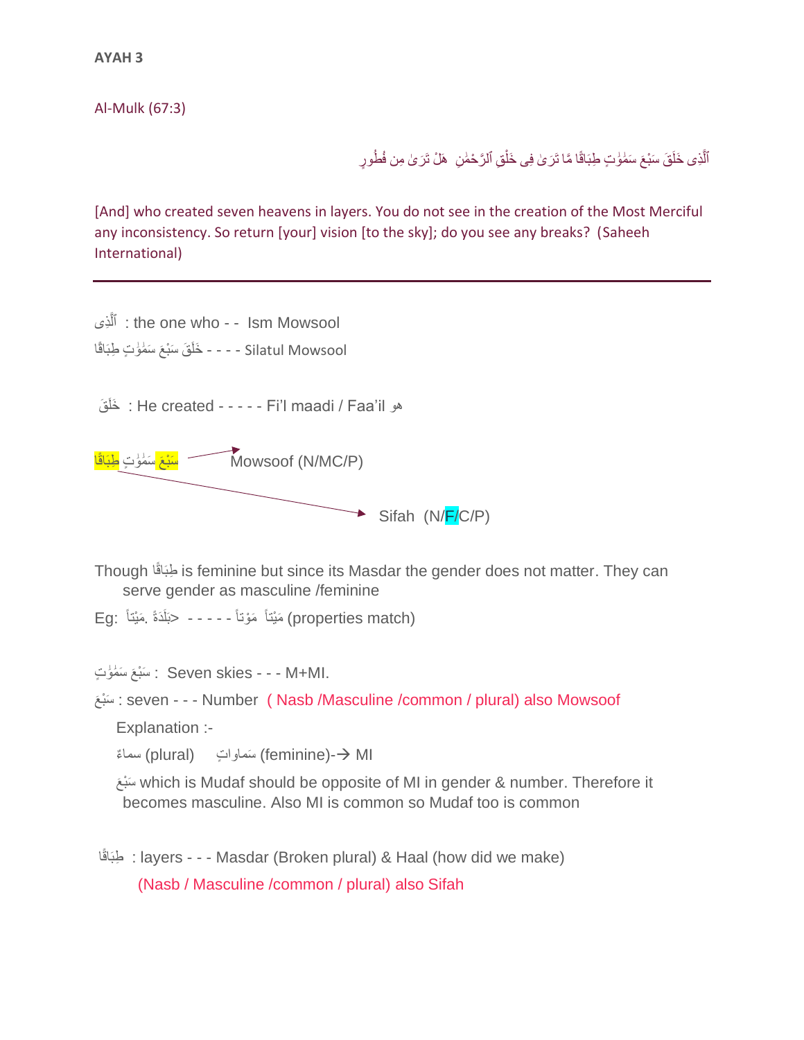**AYAH 3**

Al-Mulk (67:3)

ٱلَّذِى خَلَقَ سَبْعَ سَمَٰوَٰتٍ طِبَاقًا مَّا تَرَىٰ فِى خَلْقِ ٱلرَّحْمَٰنِ هَلْ تَرَىٰ مِن فُطُورٍ

[And] who created seven heavens in layers. You do not see in the creation of the Most Merciful any inconsistency. So return [your] vision [to the sky]; do you see any breaks? (Saheeh International)

---

ٱلَّذِى : the one who - - Ism Mowsool

خَلَقَ سَبْعَ سَمَٰوَٰتٍ طِبَاقًا - - - - Silatul Mowsool

خَلَقَ : He created - - - - - Fi'l maadi / Faa'il هو

سَبْعَ سَمَٰوَٰتٍ طِبَاقًا → Mowsoof (N/MC/P)

→ Sifah (N/F/C/P)

Though طِبَاقًا is feminine but since its Masdar the gender does not matter. They can serve gender as masculine /feminine

Eg: مَيْتاً مَوْتاً - - - - - <بَلْدَةً مَيْتاً (properties match)

سَبْعَ سَمَٰوَٰتٍ : Seven skies - - - M+MI.

سَبْعَ : seven - - - Number ( Nasb /Masculine /common / plural) also Mowsoof

Explanation :-

سماءٌ (plural) سَماواتٍ (feminine)→ MI

سَبْعَ which is Mudaf should be opposite of MI in gender & number. Therefore it becomes masculine. Also MI is common so Mudaf too is common

طِبَاقًا : layers - - - Masdar (Broken plural) & Haal (how did we make)

(Nasb / Masculine /common / plural) also Sifah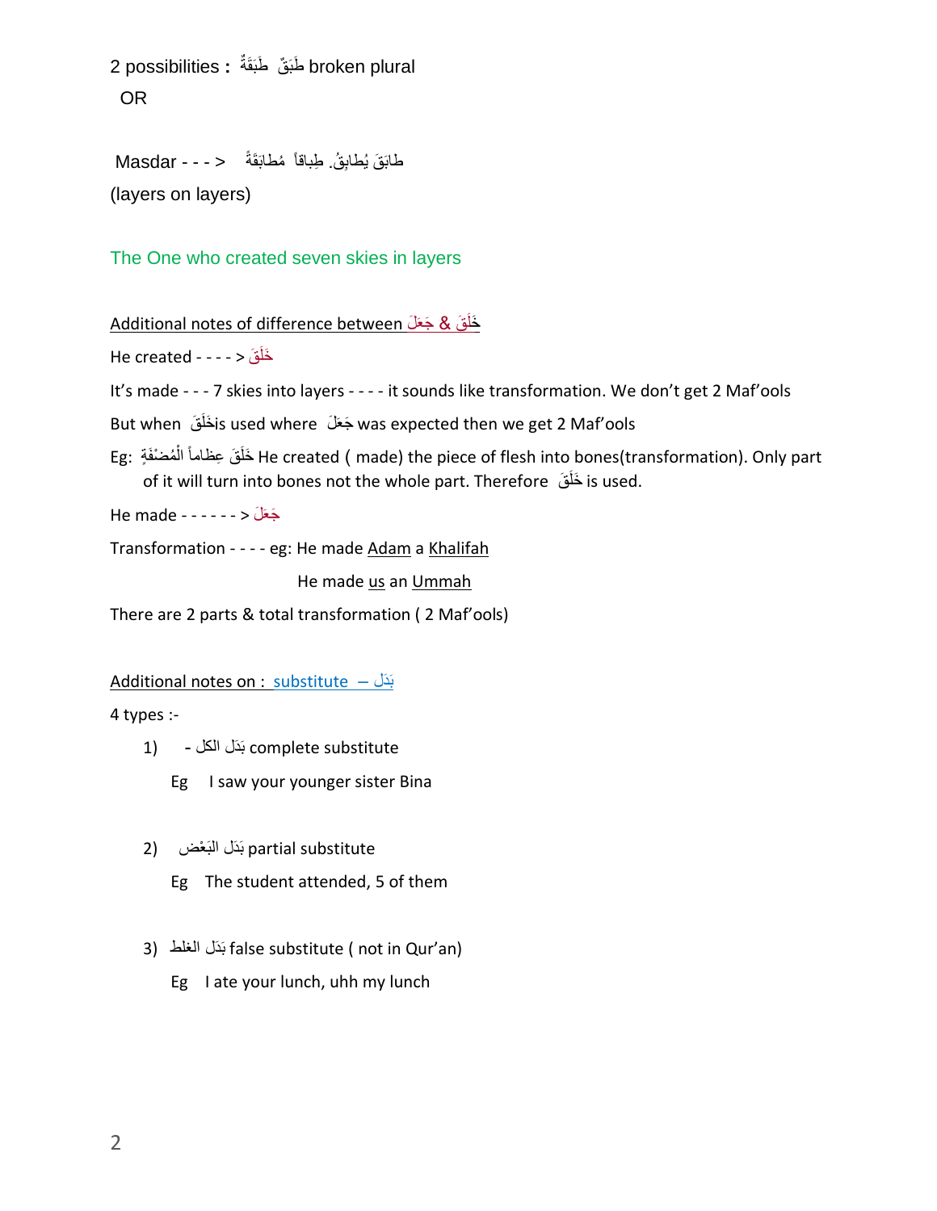2 possibilities **:** طَبَقَةٌ طَبَقٌ broken plural

OR

Masdar - - - > طابَقَ يُطابِقُ. طِباقاً مُطابَقَةً

(layers on layers)

The One who created seven skies in layers

Additional notes of difference between خَلَقَ & جَعَلَ

He created - - - - > خَلَقَ

It's made - - - 7 skies into layers - - - - it sounds like transformation. We don't get 2 Maf'ools

But when خَلَقَ is used where جَعَلَ was expected then we get 2 Maf'ools

Eg: خَلَقَ عِظاماً الْمُضْغَةِ He created ( made) the piece of flesh into bones(transformation). Only part of it will turn into bones not the whole part. Therefore خَلَقَ is used.

He made - - - - - - > جَعَلَ

Transformation - - - - eg: He made Adam a Khalifah

He made us an Ummah

There are 2 parts & total transformation ( 2 Maf'ools)

Additional notes on : substitute – بَدَل

4 types :-

1) بَدَل الكل - complete substitute

   Eg I saw your younger sister Bina

2) بَدَل البَعْض partial substitute

   Eg The student attended, 5 of them

3) بَدَل الغلط false substitute ( not in Qur'an)

   Eg I ate your lunch, uhh my lunch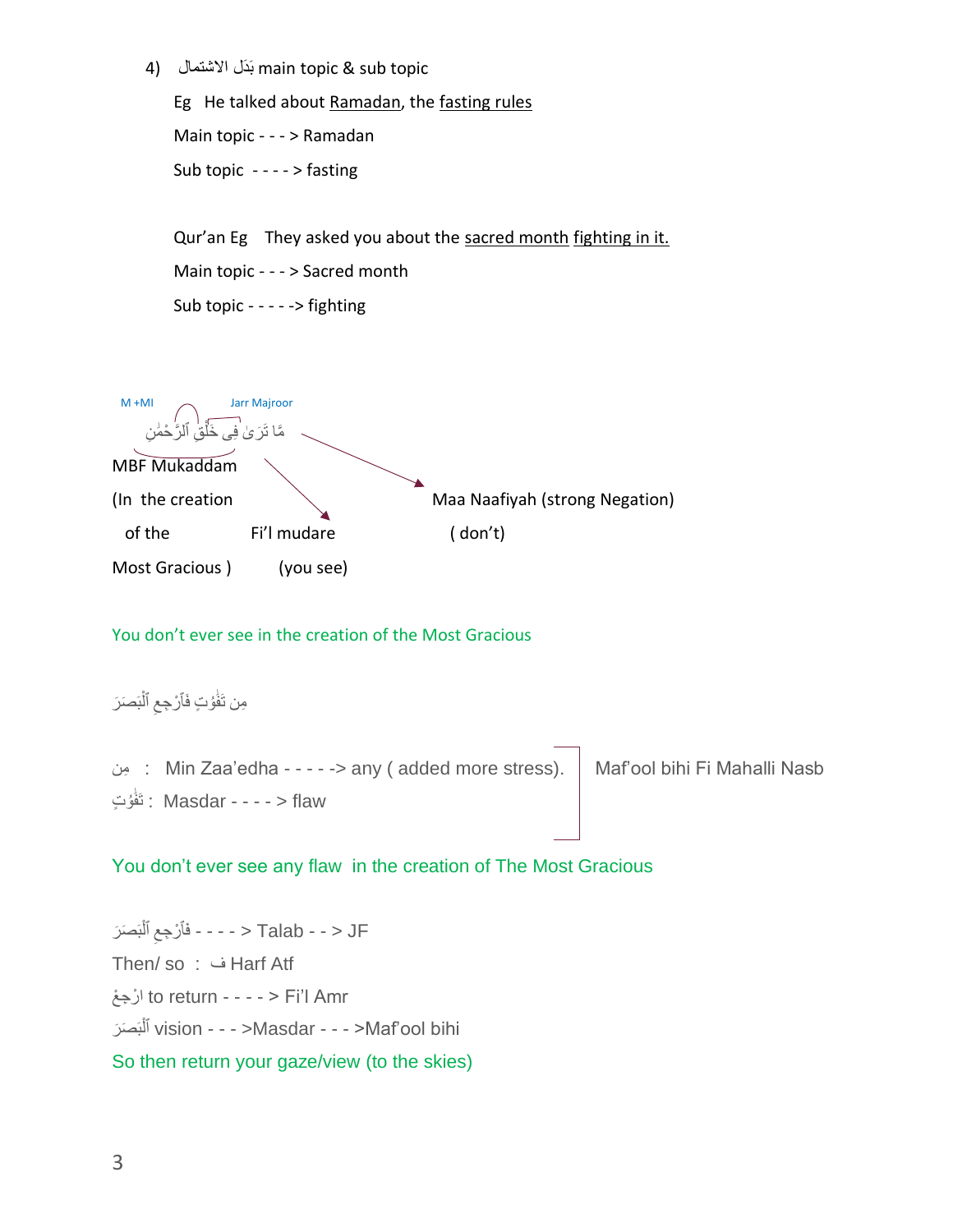4) بَدَل الاشتمال main topic & sub topic

Eg   He talked about Ramadan, the fasting rules

Main topic - - - > Ramadan

Sub topic  - - - - > fasting

Qur'an Eg   They asked you about the sacred month fighting in it.

Main topic - - - > Sacred month

Sub topic - - - - -> fighting

M +MI   Jarr Majroor

مَّا تَرَىٰ فِى خَلْقِ ٱلرَّحْمَٰنِ

MBF Mukaddam (In the creation of the Most Gracious)

Fi'l mudare (you see)

Maa Naafiyah (strong Negation) ( don't)

You don't ever see in the creation of the Most Gracious

مِن تَفَٰوُتٍ فَٱرْجِعِ ٱلْبَصَرَ

مِن : Min Zaa'edha - - - - -> any ( added more stress).

تَفَٰوُتٍ : Masdar - - - - > flaw

Maf'ool bihi Fi Mahalli Nasb

You don't ever see any flaw in the creation of The Most Gracious

فَٱرْجِعِ ٱلْبَصَرَ - - - - > Talab - - > JF

Then/ so : فـ Harf Atf

ارْجِعْ to return - - - - > Fi'l Amr

ٱلْبَصَرَ vision - - - >Masdar - - - >Maf'ool bihi

So then return your gaze/view (to the skies)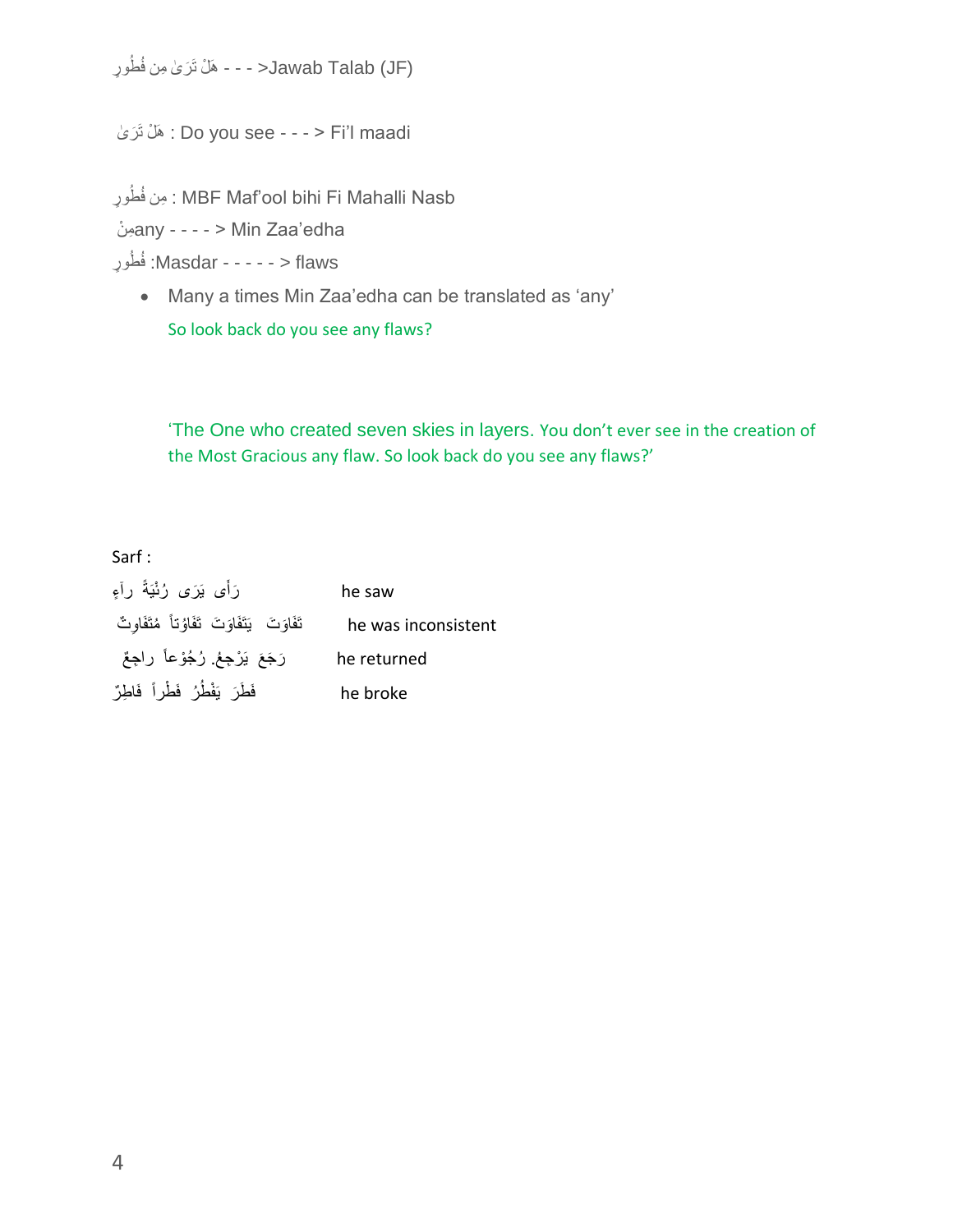هَلْ تَرَىٰ مِن فُطُورٍ - - - >Jawab Talab (JF)

هَلْ تَرَىٰ : Do you see - - - > Fi'l maadi

مِن فُطُورٍ : MBF Maf'ool bihi Fi Mahalli Nasb

مِنْany - - - - > Min Zaa'edha

فُطُورٍ :Masdar - - - - - > flaws

- Many a times Min Zaa'edha can be translated as 'any'

  So look back do you see any flaws?

'The One who created seven skies in layers. You don't ever see in the creation of the Most Gracious any flaw. So look back do you see any flaws?'

Sarf :

| | |
|---|---|
| رَأى يَرَى رُئيَةً راءٍ | he saw |
| تَفَاوَتَ يَتَفَاوَتَ تَفَاوُتاً مُتَفَاوِتٌ | he was inconsistent |
| رَجَعَ يَرْجِعُ. رُجُوْعاً راجِعٌ | he returned |
| فَطَرَ يَفْطُرُ فَطْراً فَاطِرٌ | he broke |